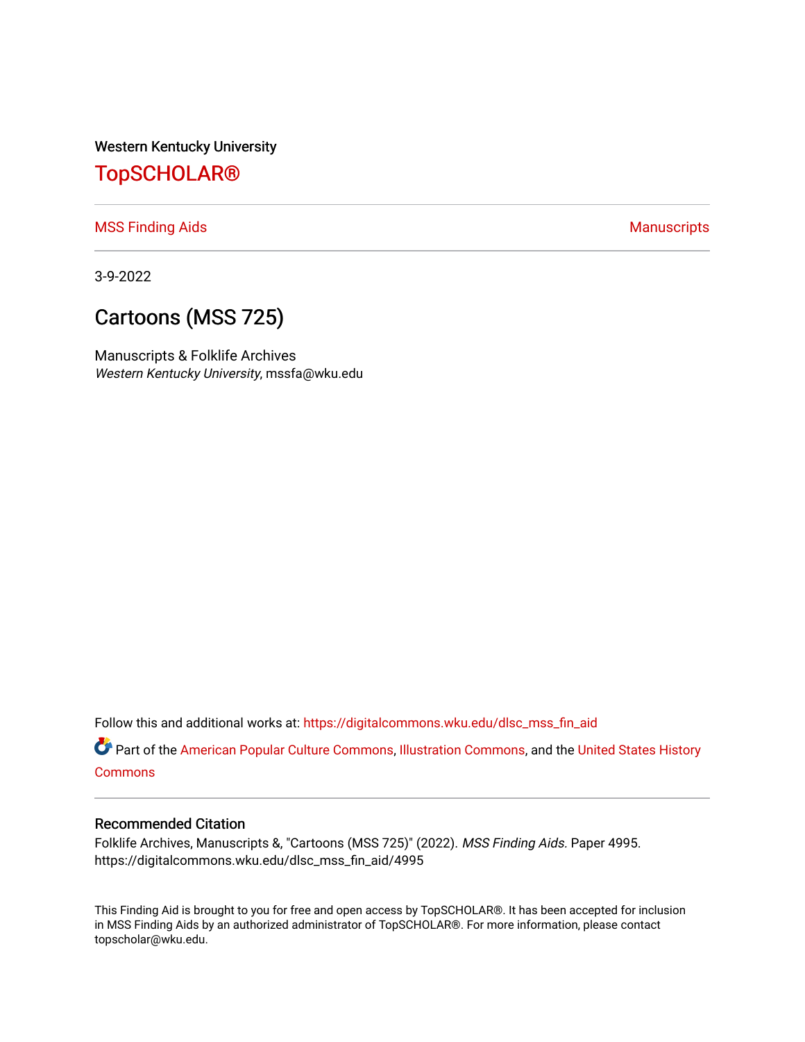Western Kentucky University

# TopSCHOLAR®

MSS Finding Aids | Manuscripts

3-9-2022

## Cartoons (MSS 725)

Manuscripts & Folklife Archives
*Western Kentucky University*, mssfa@wku.edu

Follow this and additional works at: https://digitalcommons.wku.edu/dlsc_mss_fin_aid

Part of the American Popular Culture Commons, Illustration Commons, and the United States History Commons

### Recommended Citation

Folklife Archives, Manuscripts &, "Cartoons (MSS 725)" (2022). *MSS Finding Aids.* Paper 4995.
https://digitalcommons.wku.edu/dlsc_mss_fin_aid/4995

This Finding Aid is brought to you for free and open access by TopSCHOLAR®. It has been accepted for inclusion in MSS Finding Aids by an authorized administrator of TopSCHOLAR®. For more information, please contact topscholar@wku.edu.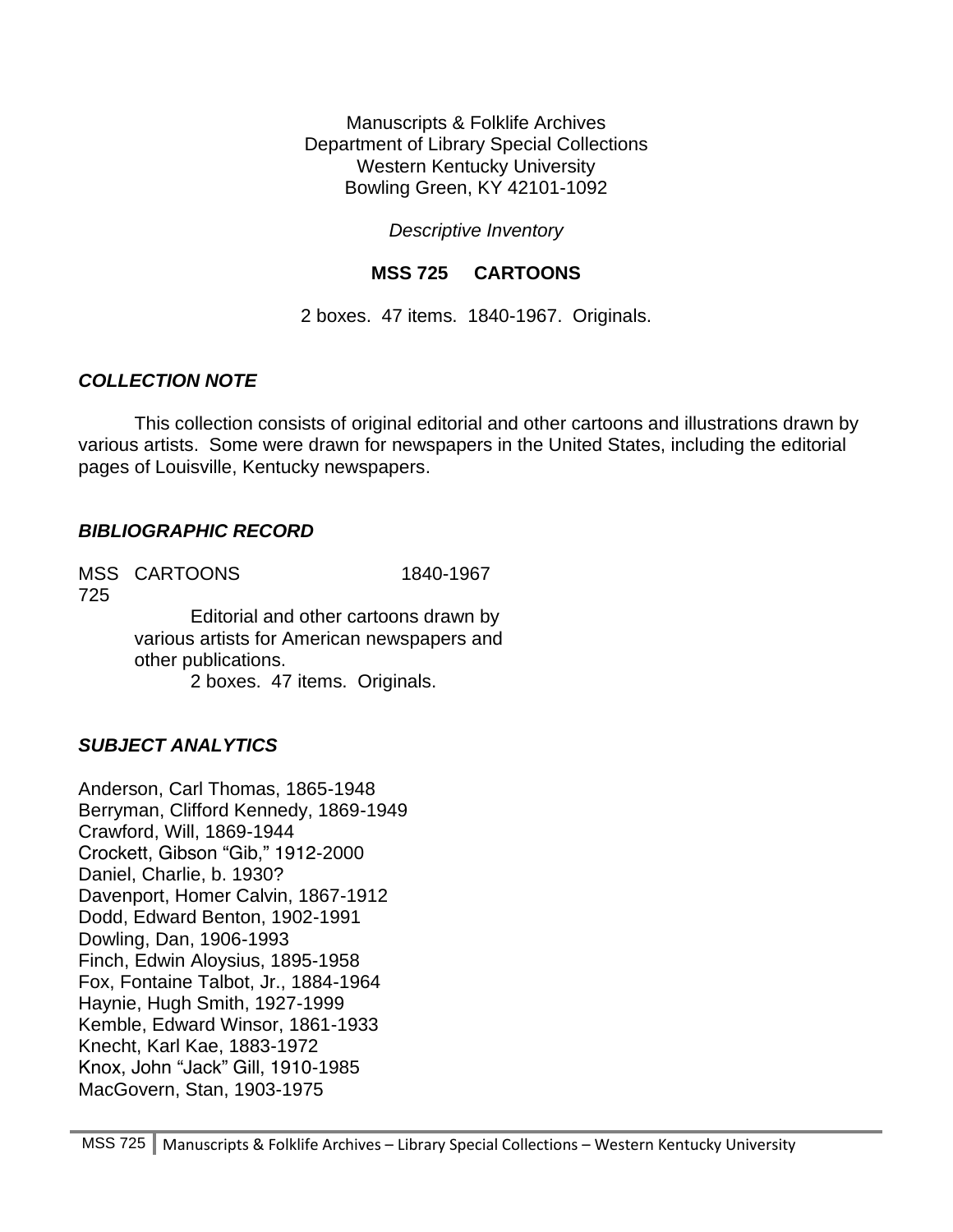Manuscripts & Folklife Archives
Department of Library Special Collections
Western Kentucky University
Bowling Green, KY 42101-1092

*Descriptive Inventory*

**MSS 725 CARTOONS**

2 boxes. 47 items. 1840-1967. Originals.

### *COLLECTION NOTE*

This collection consists of original editorial and other cartoons and illustrations drawn by various artists. Some were drawn for newspapers in the United States, including the editorial pages of Louisville, Kentucky newspapers.

### *BIBLIOGRAPHIC RECORD*

MSS 725 CARTOONS 1840-1967

Editorial and other cartoons drawn by various artists for American newspapers and other publications.

2 boxes. 47 items. Originals.

### *SUBJECT ANALYTICS*

Anderson, Carl Thomas, 1865-1948
Berryman, Clifford Kennedy, 1869-1949
Crawford, Will, 1869-1944
Crockett, Gibson "Gib," 1912-2000
Daniel, Charlie, b. 1930?
Davenport, Homer Calvin, 1867-1912
Dodd, Edward Benton, 1902-1991
Dowling, Dan, 1906-1993
Finch, Edwin Aloysius, 1895-1958
Fox, Fontaine Talbot, Jr., 1884-1964
Haynie, Hugh Smith, 1927-1999
Kemble, Edward Winsor, 1861-1933
Knecht, Karl Kae, 1883-1972
Knox, John "Jack" Gill, 1910-1985
MacGovern, Stan, 1903-1975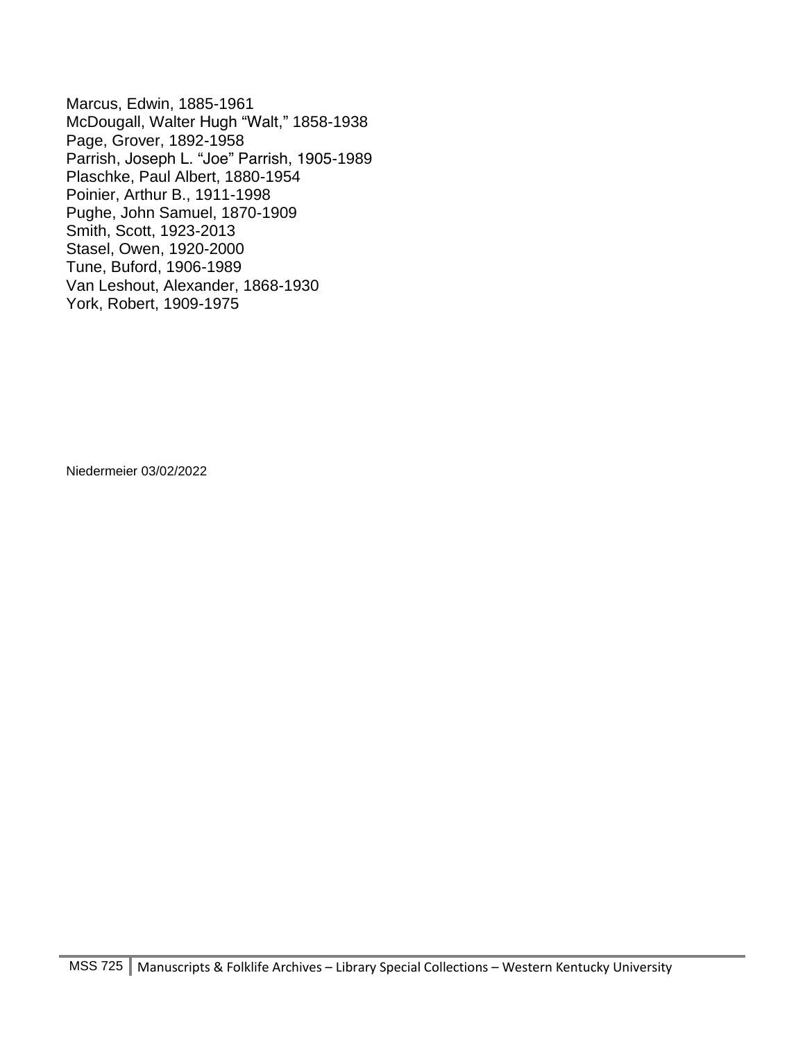Marcus, Edwin, 1885-1961
McDougall, Walter Hugh “Walt,” 1858-1938
Page, Grover, 1892-1958
Parrish, Joseph L. “Joe” Parrish, 1905-1989
Plaschke, Paul Albert, 1880-1954
Poinier, Arthur B., 1911-1998
Pughe, John Samuel, 1870-1909
Smith, Scott, 1923-2013
Stasel, Owen, 1920-2000
Tune, Buford, 1906-1989
Van Leshout, Alexander, 1868-1930
York, Robert, 1909-1975

Niedermeier 03/02/2022